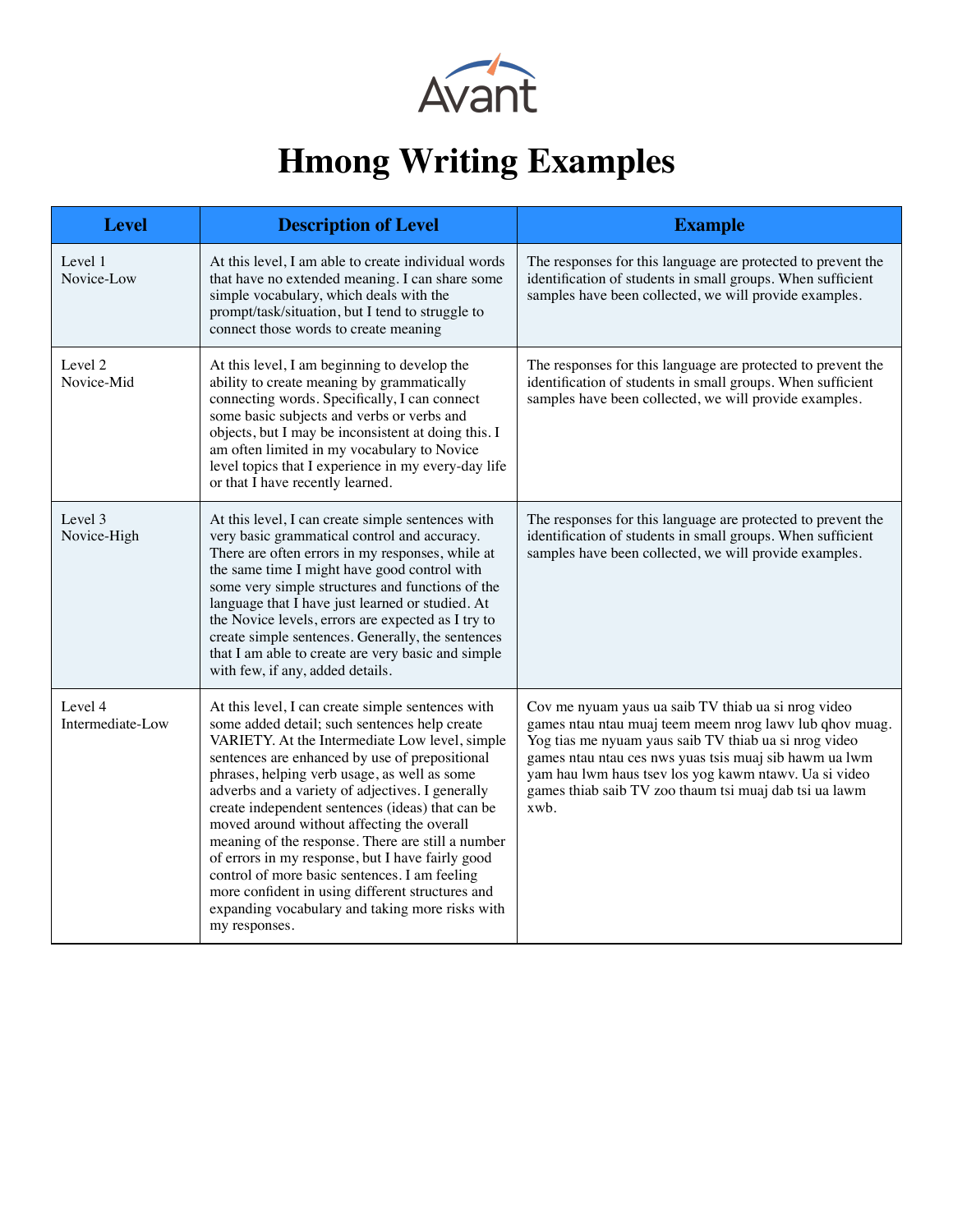# Hmong Writing Examples

| Level | Description of Level | Example |
|---|---|---|
| Level 1 Novice-Low | At this level, I am able to create individual words that have no extended meaning. I can share some simple vocabulary, which deals with the prompt/task/situation, but I tend to struggle to connect those words to create meaning | The responses for this language are protected to prevent the identification of students in small groups. When sufficient samples have been collected, we will provide examples. |
| Level 2 Novice-Mid | At this level, I am beginning to develop the ability to create meaning by grammatically connecting words. Specifically, I can connect some basic subjects and verbs or verbs and objects, but I may be inconsistent at doing this. I am often limited in my vocabulary to Novice level topics that I experience in my every-day life or that I have recently learned. | The responses for this language are protected to prevent the identification of students in small groups. When sufficient samples have been collected, we will provide examples. |
| Level 3 Novice-High | At this level, I can create simple sentences with very basic grammatical control and accuracy. There are often errors in my responses, while at the same time I might have good control with some very simple structures and functions of the language that I have just learned or studied. At the Novice levels, errors are expected as I try to create simple sentences. Generally, the sentences that I am able to create are very basic and simple with few, if any, added details. | The responses for this language are protected to prevent the identification of students in small groups. When sufficient samples have been collected, we will provide examples. |
| Level 4 Intermediate-Low | At this level, I can create simple sentences with some added detail; such sentences help create VARIETY. At the Intermediate Low level, simple sentences are enhanced by use of prepositional phrases, helping verb usage, as well as some adverbs and a variety of adjectives. I generally create independent sentences (ideas) that can be moved around without affecting the overall meaning of the response. There are still a number of errors in my response, but I have fairly good control of more basic sentences. I am feeling more confident in using different structures and expanding vocabulary and taking more risks with my responses. | Cov me nyuam yaus ua saib TV thiab ua si nrog video games ntau ntau muaj teem meem nrog lawv lub qhov muag. Yog tias me nyuam yaus saib TV thiab ua si nrog video games ntau ntau ces nws yuas tsis muaj sib hawm ua lwm yam hau lwm haus tsev los yog kawm ntawv. Ua si video games thiab saib TV zoo thaum tsi muaj dab tsi ua lawm xwb. |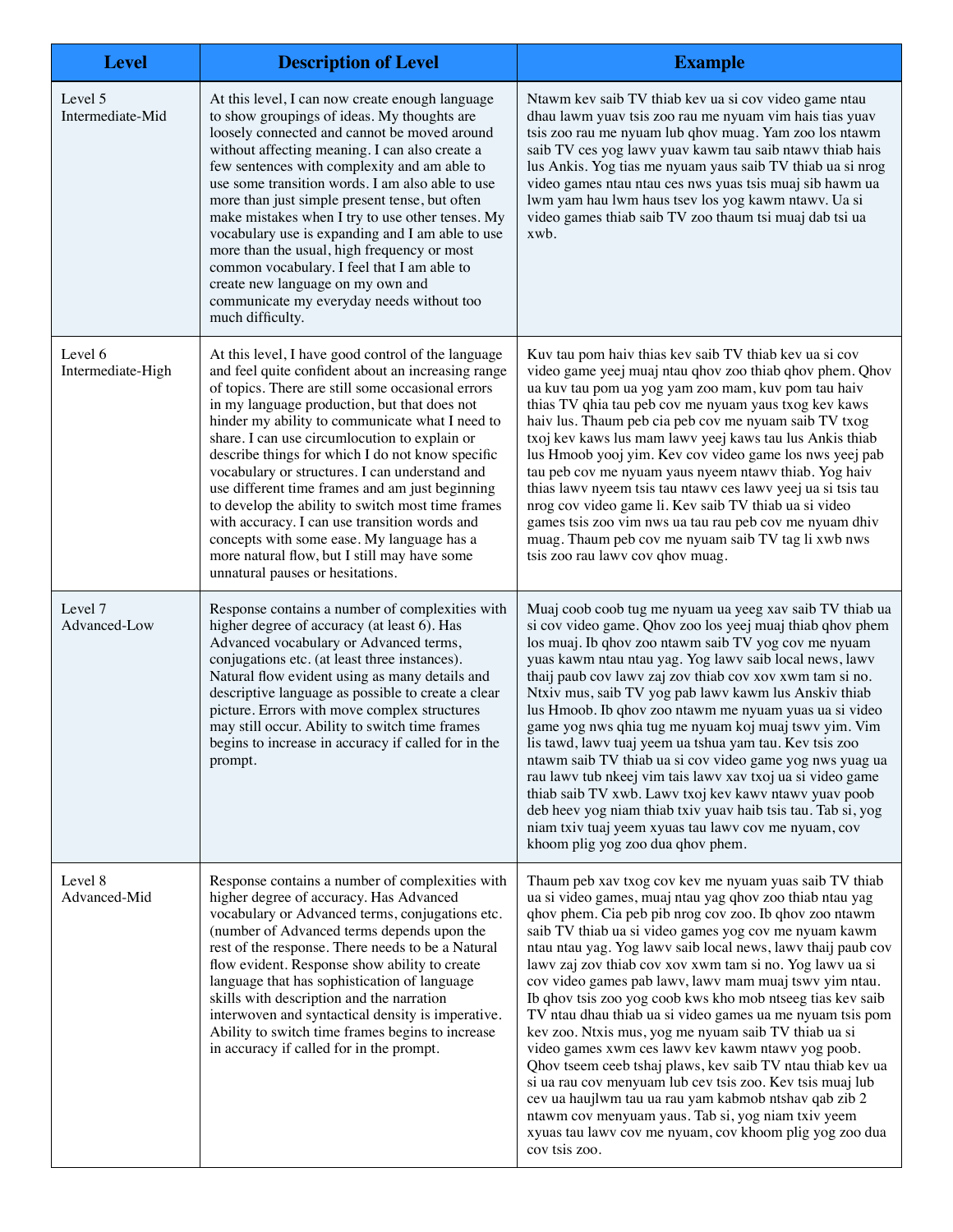| Level | Description of Level | Example |
| --- | --- | --- |
| Level 5 Intermediate-Mid | At this level, I can now create enough language to show groupings of ideas. My thoughts are loosely connected and cannot be moved around without affecting meaning. I can also create a few sentences with complexity and am able to use some transition words. I am also able to use more than just simple present tense, but often make mistakes when I try to use other tenses. My vocabulary use is expanding and I am able to use more than the usual, high frequency or most common vocabulary. I feel that I am able to create new language on my own and communicate my everyday needs without too much difficulty. | Ntawm kev saib TV thiab kev ua si cov video game ntau dhau lawm yuav tsis zoo rau me nyuam vim hais tias yuav tsis zoo rau me nyuam lub qhov muag. Yam zoo los ntawm saib TV ces yog lawv yuav kawm tau saib ntawv thiab hais lus Ankis. Yog tias me nyuam yaus saib TV thiab ua si nrog video games ntau ntau ces nws yuas tsis muaj sib hawm ua lwm yam hau lwm haus tsev los yog kawm ntawv. Ua si video games thiab saib TV zoo thaum tsi muaj dab tsi ua xwb. |
| Level 6 Intermediate-High | At this level, I have good control of the language and feel quite confident about an increasing range of topics. There are still some occasional errors in my language production, but that does not hinder my ability to communicate what I need to share. I can use circumlocution to explain or describe things for which I do not know specific vocabulary or structures. I can understand and use different time frames and am just beginning to develop the ability to switch most time frames with accuracy. I can use transition words and concepts with some ease. My language has a more natural flow, but I still may have some unnatural pauses or hesitations. | Kuv tau pom haiv thias kev saib TV thiab kev ua si cov video game yeej muaj ntau qhov zoo thiab qhov phem. Qhov ua kuv tau pom ua yog yam zoo mam, kuv pom tau haiv thias TV qhia tau peb cov me nyuam yaus txog kev kaws haiv lus. Thaum peb cia peb cov me nyuam saib TV txog txoj kev kaws lus mam lawv yeej kaws tau lus Ankis thiab lus Hmoob yooj yim. Kev cov video game los nws yeej pab tau peb cov me nyuam yaus nyeem ntawv thiab. Yog haiv thias lawv nyeem tsis tau ntawv ces lawv yeej ua si tsis tau nrog cov video game li. Kev saib TV thiab ua si video games tsis zoo vim nws ua tau rau peb cov me nyuam dhiv muag. Thaum peb cov me nyuam saib TV tag li xwb nws tsis zoo rau lawv cov qhov muag. |
| Level 7 Advanced-Low | Response contains a number of complexities with higher degree of accuracy (at least 6). Has Advanced vocabulary or Advanced terms, conjugations etc. (at least three instances). Natural flow evident using as many details and descriptive language as possible to create a clear picture. Errors with move complex structures may still occur. Ability to switch time frames begins to increase in accuracy if called for in the prompt. | Muaj coob coob tug me nyuam ua yeeg xav saib TV thiab ua si cov video game. Qhov zoo los yeej muaj thiab qhov phem los muaj. Ib qhov zoo ntawm saib TV yog cov me nyuam yuas kawm ntau ntau yag. Yog lawv saib local news, lawv thaij paub cov lawv zaj zov thiab cov xov xwm tam si no. Ntxiv mus, saib TV yog pab lawv kawm lus Anskiv thiab lus Hmoob. Ib qhov zoo ntawm me nyuam yuas ua si video game yog nws qhia tug me nyuam koj muaj tswv yim. Vim lis tawd, lawv tuaj yeem ua tshua yam tau. Kev tsis zoo ntawm saib TV thiab ua si cov video game yog nws yuag ua rau lawv tub nkeej vim tais lawv xav txoj ua si video game thiab saib TV xwb. Lawv txoj kev kawv ntawv yuav poob deb heev yog niam thiab txiv yuav haib tsis tau. Tab si, yog niam txiv tuaj yeem xyuas tau lawv cov me nyuam, cov khoom plig yog zoo dua qhov phem. |
| Level 8 Advanced-Mid | Response contains a number of complexities with higher degree of accuracy. Has Advanced vocabulary or Advanced terms, conjugations etc. (number of Advanced terms depends upon the rest of the response. There needs to be a Natural flow evident. Response show ability to create language that has sophistication of language skills with description and the narration interwoven and syntactical density is imperative. Ability to switch time frames begins to increase in accuracy if called for in the prompt. | Thaum peb xav txog cov kev me nyuam yuas saib TV thiab ua si video games, muaj ntau yag qhov zoo thiab ntau yag qhov phem. Cia peb pib nrog cov zoo. Ib qhov zoo ntawm saib TV thiab ua si video games yog cov me nyuam kawm ntau ntau yag. Yog lawv saib local news, lawv thaij paub cov lawv zaj zov thiab cov xov xwm tam si no. Yog lawv ua si cov video games pab lawv, lawv mam muaj tswv yim ntau. Ib qhov tsis zoo yog coob kws kho mob ntseeg tias kev saib TV ntau dhau thiab ua si video games ua me nyuam tsis pom kev zoo. Ntxis mus, yog me nyuam saib TV thiab ua si video games xwm ces lawv kev kawm ntawv yog poob. Qhov tseem ceeb tshaj plaws, kev saib TV ntau thiab kev ua si ua rau cov menyuam lub cev tsis zoo. Kev tsis muaj lub cev ua haujlwm tau ua rau yam kabmob ntshav qab zib 2 ntawm cov menyuam yaus. Tab si, yog niam txiv yeem xyuas tau lawv cov me nyuam, cov khoom plig yog zoo dua cov tsis zoo. |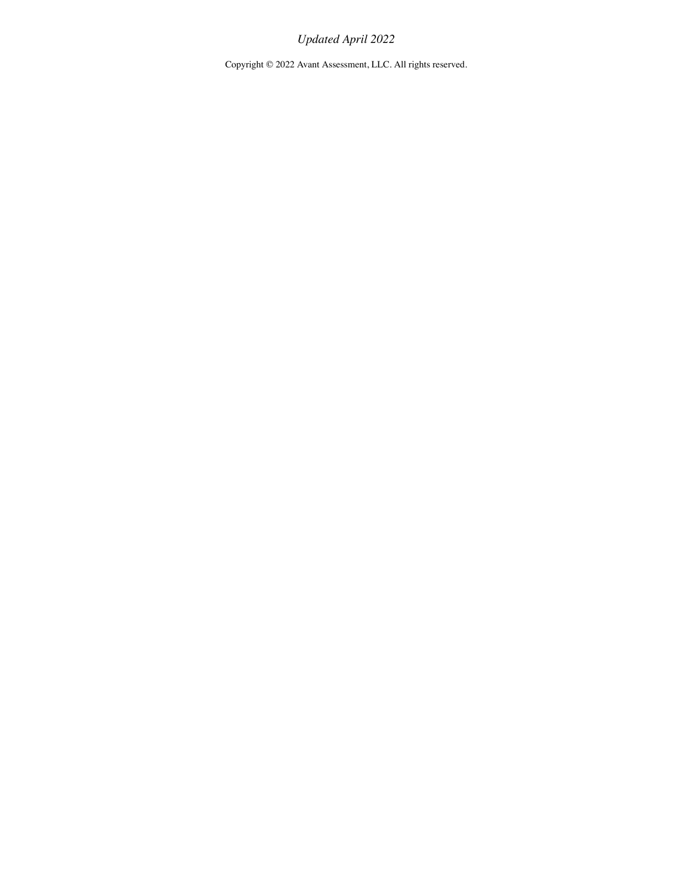*Updated April 2022*

Copyright © 2022 Avant Assessment, LLC. All rights reserved.